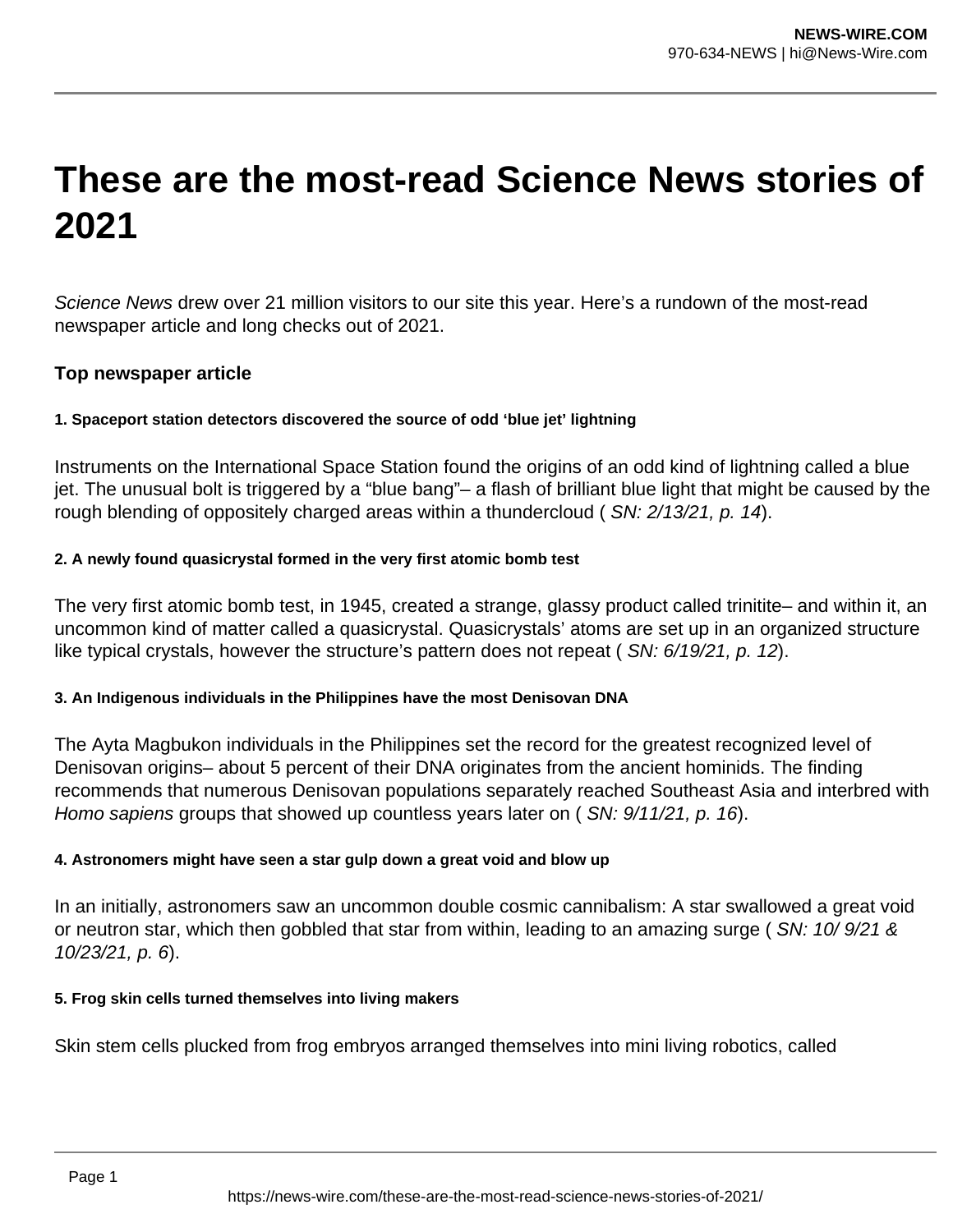# These are the most-read Science News stories of 2021

*Science News* drew over 21 million visitors to our site this year. Here's a rundown of the most-read newspaper article and long checks out of 2021.

### Top newspaper article

#### 1. Spaceport station detectors discovered the source of odd 'blue jet' lightning

Instruments on the International Space Station found the origins of an odd kind of lightning called a blue jet. The unusual bolt is triggered by a "blue bang"– a flash of brilliant blue light that might be caused by the rough blending of oppositely charged areas within a thundercloud ( *SN: 2/13/21, p. 14*).

#### 2. A newly found quasicrystal formed in the very first atomic bomb test

The very first atomic bomb test, in 1945, created a strange, glassy product called trinitite– and within it, an uncommon kind of matter called a quasicrystal. Quasicrystals' atoms are set up in an organized structure like typical crystals, however the structure's pattern does not repeat ( *SN: 6/19/21, p. 12*).

#### 3. An Indigenous individuals in the Philippines have the most Denisovan DNA

The Ayta Magbukon individuals in the Philippines set the record for the greatest recognized level of Denisovan origins– about 5 percent of their DNA originates from the ancient hominids. The finding recommends that numerous Denisovan populations separately reached Southeast Asia and interbred with *Homo sapiens* groups that showed up countless years later on ( *SN: 9/11/21, p. 16*).

#### 4. Astronomers might have seen a star gulp down a great void and blow up

In an initially, astronomers saw an uncommon double cosmic cannibalism: A star swallowed a great void or neutron star, which then gobbled that star from within, leading to an amazing surge ( *SN: 10/ 9/21 & 10/23/21, p. 6*).

#### 5. Frog skin cells turned themselves into living makers

Skin stem cells plucked from frog embryos arranged themselves into mini living robotics, called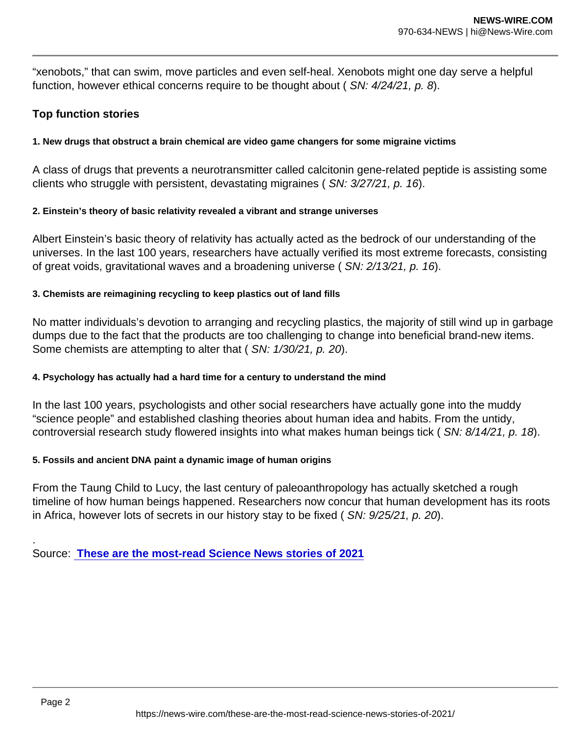"xenobots," that can swim, move particles and even self-heal. Xenobots might one day serve a helpful function, however ethical concerns require to be thought about ( *SN: 4/24/21, p. 8*).

### Top function stories

#### 1. New drugs that obstruct a brain chemical are video game changers for some migraine victims

A class of drugs that prevents a neurotransmitter called calcitonin gene-related peptide is assisting some clients who struggle with persistent, devastating migraines ( *SN: 3/27/21, p. 16*).

#### 2. Einstein's theory of basic relativity revealed a vibrant and strange universes

Albert Einstein's basic theory of relativity has actually acted as the bedrock of our understanding of the universes. In the last 100 years, researchers have actually verified its most extreme forecasts, consisting of great voids, gravitational waves and a broadening universe ( *SN: 2/13/21, p. 16*).

#### 3. Chemists are reimagining recycling to keep plastics out of land fills

No matter individuals's devotion to arranging and recycling plastics, the majority of still wind up in garbage dumps due to the fact that the products are too challenging to change into beneficial brand-new items. Some chemists are attempting to alter that ( *SN: 1/30/21, p. 20*).

#### 4. Psychology has actually had a hard time for a century to understand the mind

In the last 100 years, psychologists and other social researchers have actually gone into the muddy "science people" and established clashing theories about human idea and habits. From the untidy, controversial research study flowered insights into what makes human beings tick ( *SN: 8/14/21, p. 18*).

#### 5. Fossils and ancient DNA paint a dynamic image of human origins

From the Taung Child to Lucy, the last century of paleoanthropology has actually sketched a rough timeline of how human beings happened. Researchers now concur that human development has its roots in Africa, however lots of secrets in our history stay to be fixed ( *SN: 9/25/21, p. 20*).

.
Source: **These are the most-read Science News stories of 2021**